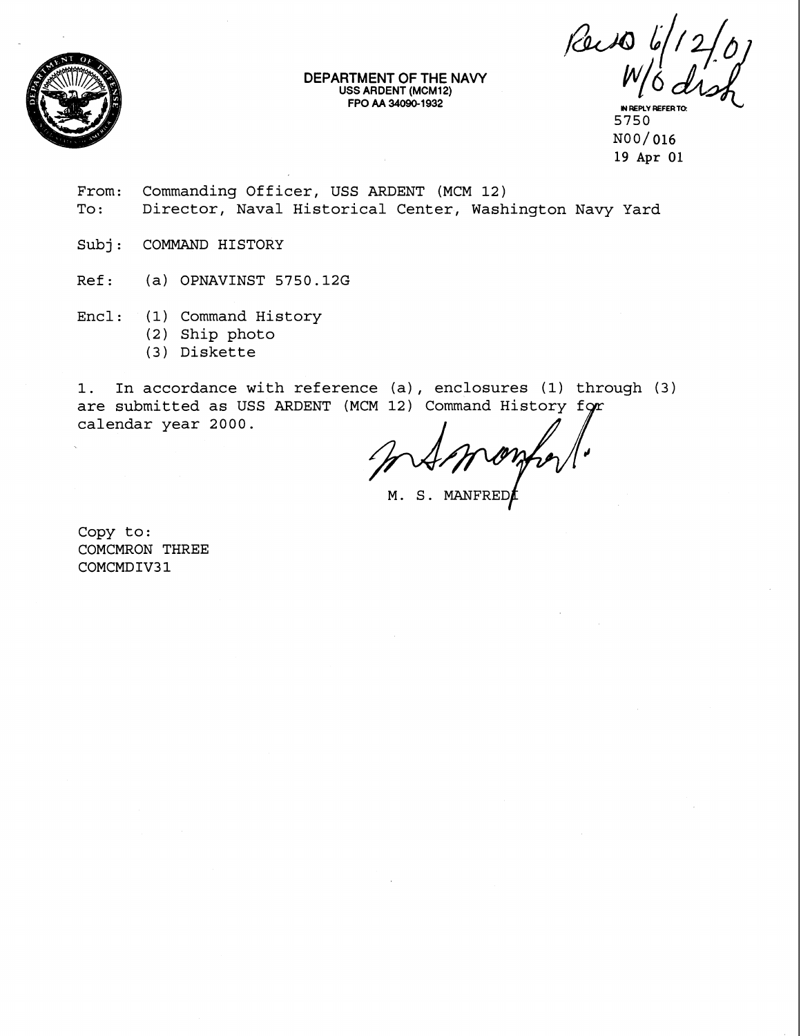**DEPARTMENT OF THE NAVY**
**USS ARDENT (MCM12)**
**FPO AA 34090-1932**

Recd 6/12/01
W/o disk

IN REPLY REFER TO:
5750
N00/016
19 Apr 01

From: Commanding Officer, USS ARDENT (MCM 12)
To: Director, Naval Historical Center, Washington Navy Yard

Subj: COMMAND HISTORY

Ref: (a) OPNAVINST 5750.12G

Encl: (1) Command History
(2) Ship photo
(3) Diskette

1. In accordance with reference (a), enclosures (1) through (3) are submitted as USS ARDENT (MCM 12) Command History for calendar year 2000.

M. S. MANFREDI

Copy to:
COMCMRON THREE
COMCMDIV31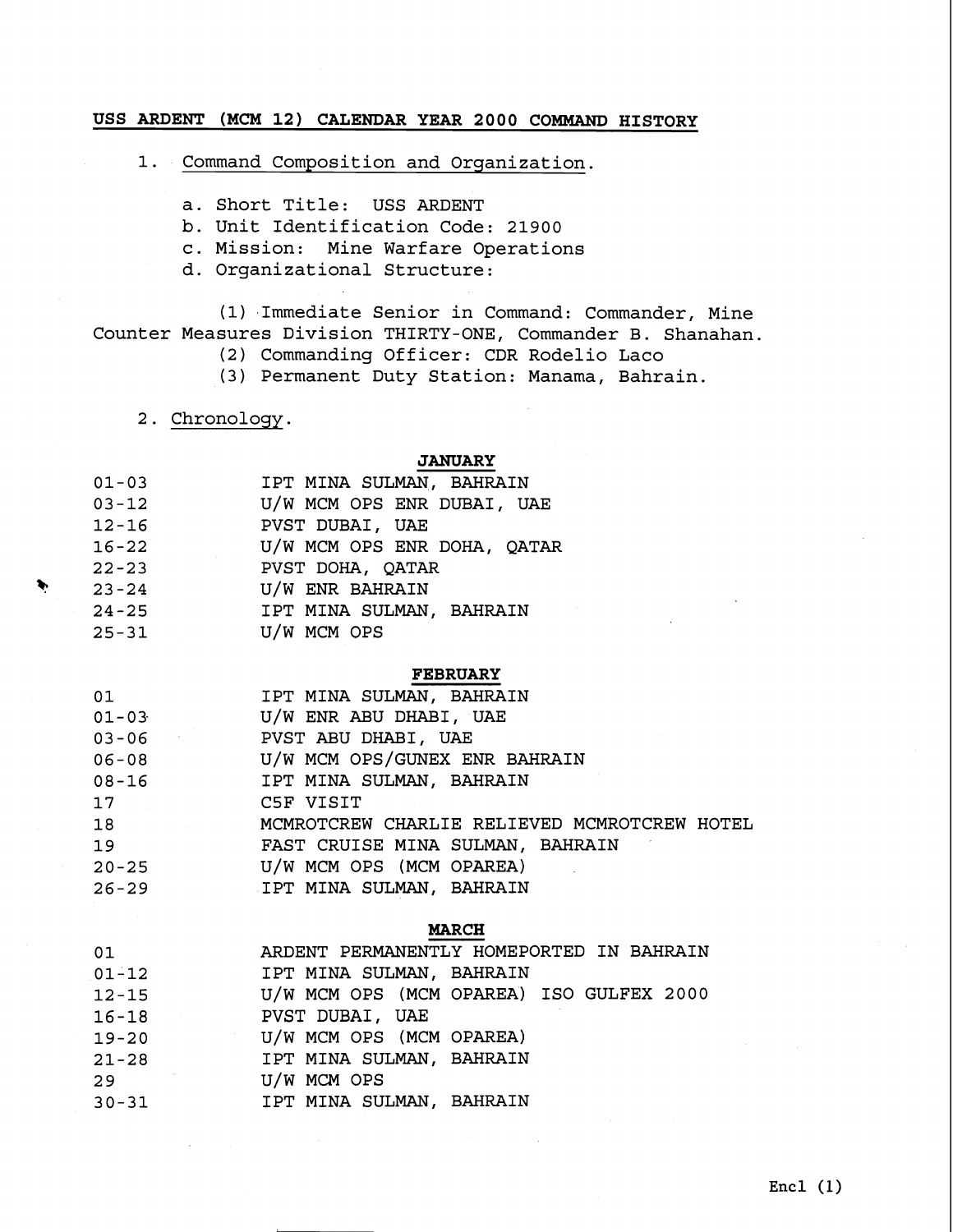**USS ARDENT (MCM 12) CALENDAR YEAR 2000 COMMAND HISTORY**

1. Command Composition and Organization.

   a. Short Title: USS ARDENT
   b. Unit Identification Code: 21900
   c. Mission: Mine Warfare Operations
   d. Organizational Structure:

      (1) Immediate Senior in Command: Commander, Mine Counter Measures Division THIRTY-ONE, Commander B. Shanahan.
      (2) Commanding Officer: CDR Rodelio Laco
      (3) Permanent Duty Station: Manama, Bahrain.

2. Chronology.

**JANUARY**

| | |
|---|---|
| 01-03 | IPT MINA SULMAN, BAHRAIN |
| 03-12 | U/W MCM OPS ENR DUBAI, UAE |
| 12-16 | PVST DUBAI, UAE |
| 16-22 | U/W MCM OPS ENR DOHA, QATAR |
| 22-23 | PVST DOHA, QATAR |
| 23-24 | U/W ENR BAHRAIN |
| 24-25 | IPT MINA SULMAN, BAHRAIN |
| 25-31 | U/W MCM OPS |

**FEBRUARY**

| | |
|---|---|
| 01 | IPT MINA SULMAN, BAHRAIN |
| 01-03 | U/W ENR ABU DHABI, UAE |
| 03-06 | PVST ABU DHABI, UAE |
| 06-08 | U/W MCM OPS/GUNEX ENR BAHRAIN |
| 08-16 | IPT MINA SULMAN, BAHRAIN |
| 17 | C5F VISIT |
| 18 | MCMROTCREW CHARLIE RELIEVED MCMROTCREW HOTEL |
| 19 | FAST CRUISE MINA SULMAN, BAHRAIN |
| 20-25 | U/W MCM OPS (MCM OPAREA) |
| 26-29 | IPT MINA SULMAN, BAHRAIN |

**MARCH**

| | |
|---|---|
| 01 | ARDENT PERMANENTLY HOMEPORTED IN BAHRAIN |
| 01-12 | IPT MINA SULMAN, BAHRAIN |
| 12-15 | U/W MCM OPS (MCM OPAREA) ISO GULFEX 2000 |
| 16-18 | PVST DUBAI, UAE |
| 19-20 | U/W MCM OPS (MCM OPAREA) |
| 21-28 | IPT MINA SULMAN, BAHRAIN |
| 29 | U/W MCM OPS |
| 30-31 | IPT MINA SULMAN, BAHRAIN |

Encl (1)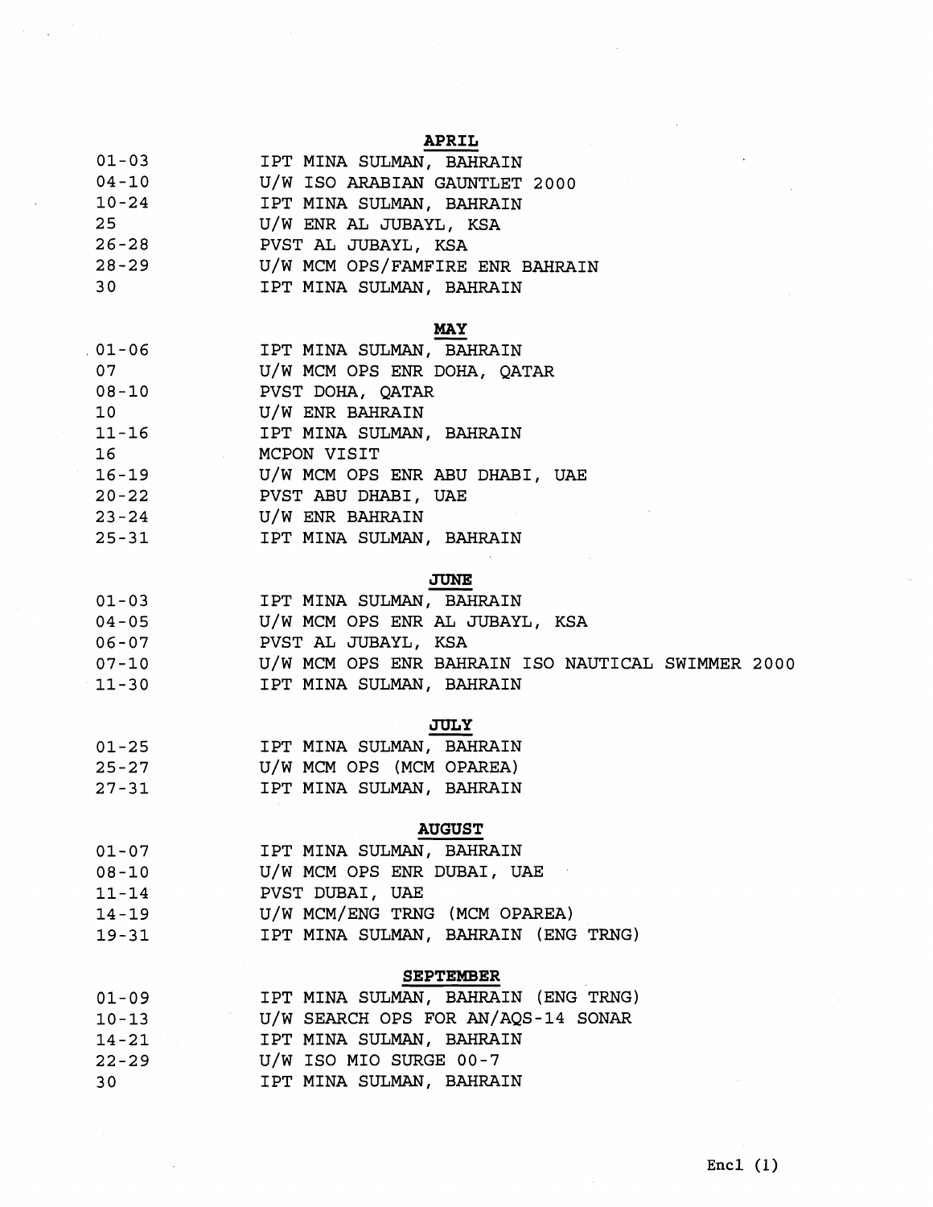## APRIL

| | |
|---|---|
| 01-03 | IPT MINA SULMAN, BAHRAIN |
| 04-10 | U/W ISO ARABIAN GAUNTLET 2000 |
| 10-24 | IPT MINA SULMAN, BAHRAIN |
| 25 | U/W ENR AL JUBAYL, KSA |
| 26-28 | PVST AL JUBAYL, KSA |
| 28-29 | U/W MCM OPS/FAMFIRE ENR BAHRAIN |
| 30 | IPT MINA SULMAN, BAHRAIN |

## MAY

| | |
|---|---|
| 01-06 | IPT MINA SULMAN, BAHRAIN |
| 07 | U/W MCM OPS ENR DOHA, QATAR |
| 08-10 | PVST DOHA, QATAR |
| 10 | U/W ENR BAHRAIN |
| 11-16 | IPT MINA SULMAN, BAHRAIN |
| 16 | MCPON VISIT |
| 16-19 | U/W MCM OPS ENR ABU DHABI, UAE |
| 20-22 | PVST ABU DHABI, UAE |
| 23-24 | U/W ENR BAHRAIN |
| 25-31 | IPT MINA SULMAN, BAHRAIN |

## JUNE

| | |
|---|---|
| 01-03 | IPT MINA SULMAN, BAHRAIN |
| 04-05 | U/W MCM OPS ENR AL JUBAYL, KSA |
| 06-07 | PVST AL JUBAYL, KSA |
| 07-10 | U/W MCM OPS ENR BAHRAIN ISO NAUTICAL SWIMMER 2000 |
| 11-30 | IPT MINA SULMAN, BAHRAIN |

## JULY

| | |
|---|---|
| 01-25 | IPT MINA SULMAN, BAHRAIN |
| 25-27 | U/W MCM OPS (MCM OPAREA) |
| 27-31 | IPT MINA SULMAN, BAHRAIN |

## AUGUST

| | |
|---|---|
| 01-07 | IPT MINA SULMAN, BAHRAIN |
| 08-10 | U/W MCM OPS ENR DUBAI, UAE |
| 11-14 | PVST DUBAI, UAE |
| 14-19 | U/W MCM/ENG TRNG (MCM OPAREA) |
| 19-31 | IPT MINA SULMAN, BAHRAIN (ENG TRNG) |

## SEPTEMBER

| | |
|---|---|
| 01-09 | IPT MINA SULMAN, BAHRAIN (ENG TRNG) |
| 10-13 | U/W SEARCH OPS FOR AN/AQS-14 SONAR |
| 14-21 | IPT MINA SULMAN, BAHRAIN |
| 22-29 | U/W ISO MIO SURGE 00-7 |
| 30 | IPT MINA SULMAN, BAHRAIN |

Encl (1)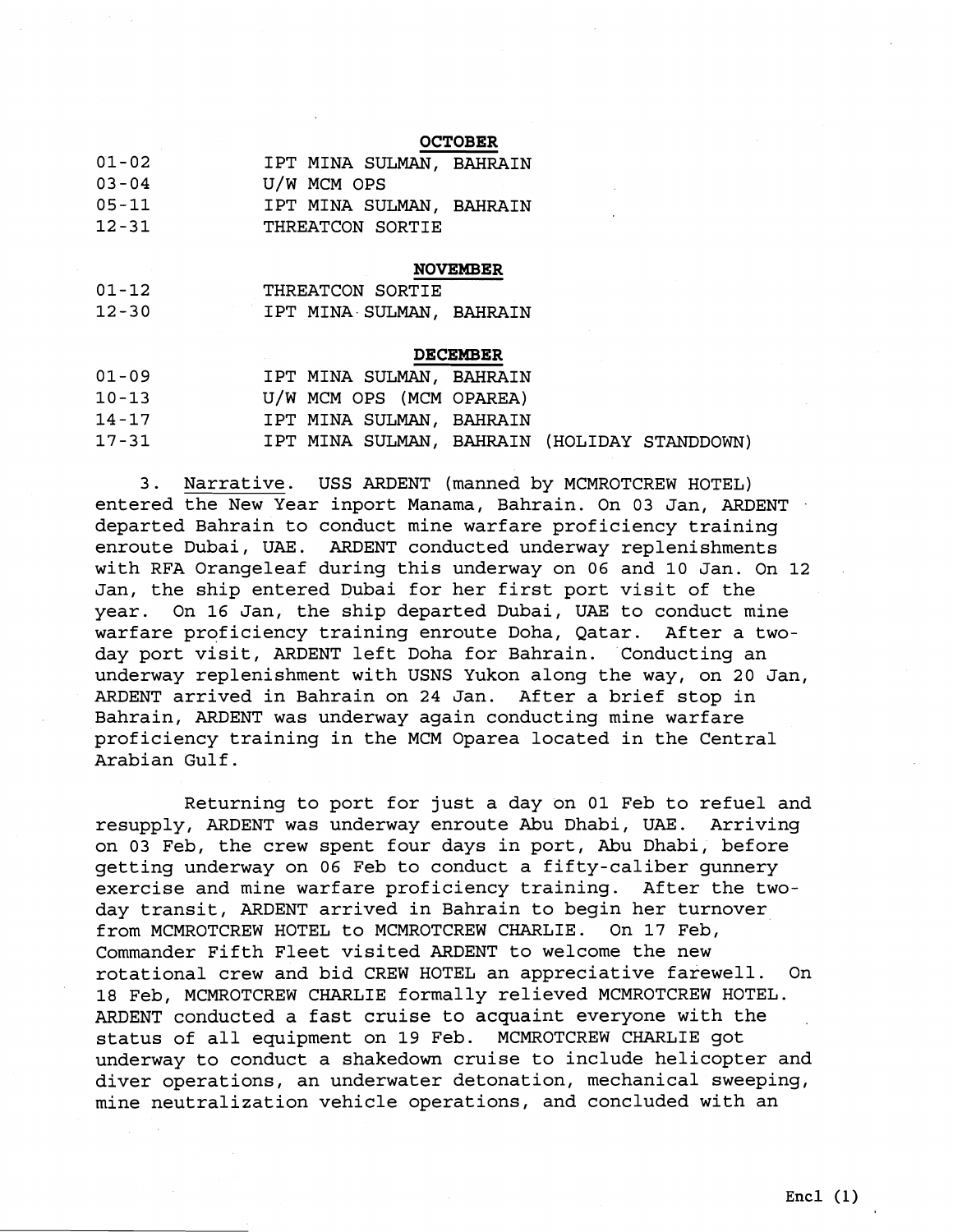**OCTOBER**

| | |
|---|---|
| 01-02 | IPT MINA SULMAN, BAHRAIN |
| 03-04 | U/W MCM OPS |
| 05-11 | IPT MINA SULMAN, BAHRAIN |
| 12-31 | THREATCON SORTIE |

**NOVEMBER**

| | |
|---|---|
| 01-12 | THREATCON SORTIE |
| 12-30 | IPT MINA SULMAN, BAHRAIN |

**DECEMBER**

| | |
|---|---|
| 01-09 | IPT MINA SULMAN, BAHRAIN |
| 10-13 | U/W MCM OPS (MCM OPAREA) |
| 14-17 | IPT MINA SULMAN, BAHRAIN |
| 17-31 | IPT MINA SULMAN, BAHRAIN (HOLIDAY STANDDOWN) |

3. Narrative. USS ARDENT (manned by MCMROTCREW HOTEL) entered the New Year inport Manama, Bahrain. On 03 Jan, ARDENT departed Bahrain to conduct mine warfare proficiency training enroute Dubai, UAE. ARDENT conducted underway replenishments with RFA Orangeleaf during this underway on 06 and 10 Jan. On 12 Jan, the ship entered Dubai for her first port visit of the year. On 16 Jan, the ship departed Dubai, UAE to conduct mine warfare proficiency training enroute Doha, Qatar. After a two-day port visit, ARDENT left Doha for Bahrain. Conducting an underway replenishment with USNS Yukon along the way, on 20 Jan, ARDENT arrived in Bahrain on 24 Jan. After a brief stop in Bahrain, ARDENT was underway again conducting mine warfare proficiency training in the MCM Oparea located in the Central Arabian Gulf.

Returning to port for just a day on 01 Feb to refuel and resupply, ARDENT was underway enroute Abu Dhabi, UAE. Arriving on 03 Feb, the crew spent four days in port, Abu Dhabi, before getting underway on 06 Feb to conduct a fifty-caliber gunnery exercise and mine warfare proficiency training. After the two-day transit, ARDENT arrived in Bahrain to begin her turnover from MCMROTCREW HOTEL to MCMROTCREW CHARLIE. On 17 Feb, Commander Fifth Fleet visited ARDENT to welcome the new rotational crew and bid CREW HOTEL an appreciative farewell. On 18 Feb, MCMROTCREW CHARLIE formally relieved MCMROTCREW HOTEL. ARDENT conducted a fast cruise to acquaint everyone with the status of all equipment on 19 Feb. MCMROTCREW CHARLIE got underway to conduct a shakedown cruise to include helicopter and diver operations, an underwater detonation, mechanical sweeping, mine neutralization vehicle operations, and concluded with an

Encl (1)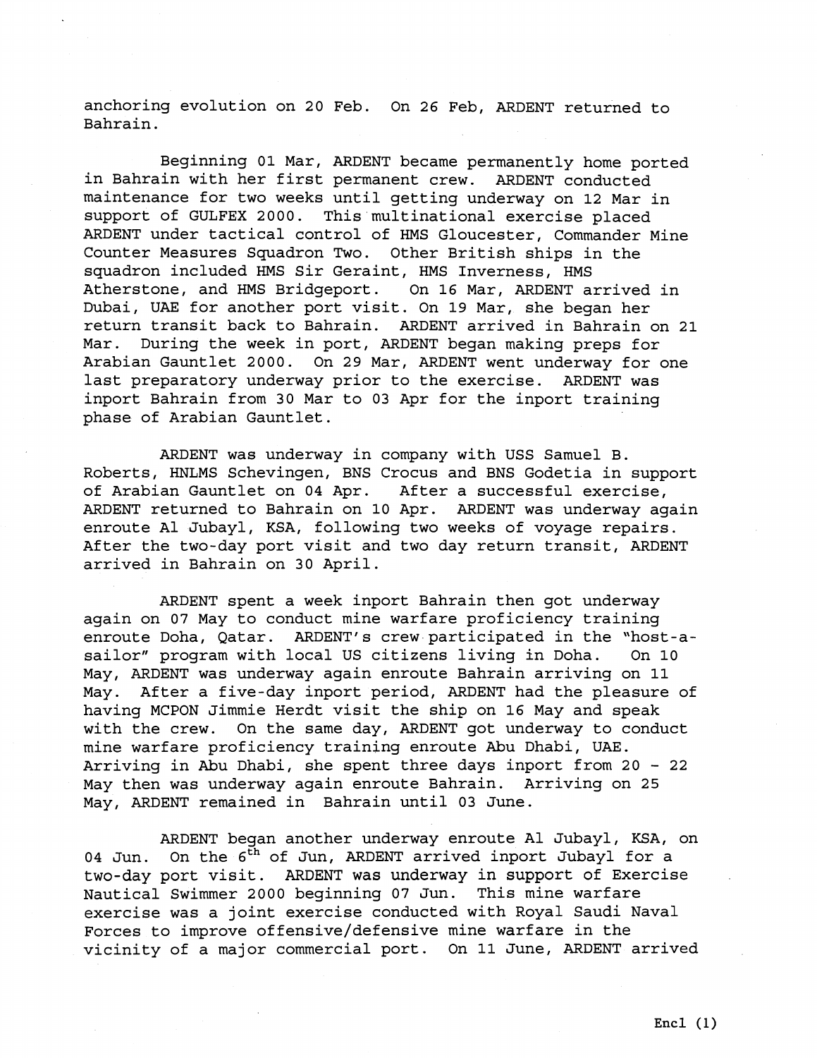anchoring evolution on 20 Feb. On 26 Feb, ARDENT returned to Bahrain.

Beginning 01 Mar, ARDENT became permanently home ported in Bahrain with her first permanent crew. ARDENT conducted maintenance for two weeks until getting underway on 12 Mar in support of GULFEX 2000. This multinational exercise placed ARDENT under tactical control of HMS Gloucester, Commander Mine Counter Measures Squadron Two. Other British ships in the squadron included HMS Sir Geraint, HMS Inverness, HMS Atherstone, and HMS Bridgeport. On 16 Mar, ARDENT arrived in Dubai, UAE for another port visit. On 19 Mar, she began her return transit back to Bahrain. ARDENT arrived in Bahrain on 21 Mar. During the week in port, ARDENT began making preps for Arabian Gauntlet 2000. On 29 Mar, ARDENT went underway for one last preparatory underway prior to the exercise. ARDENT was inport Bahrain from 30 Mar to 03 Apr for the inport training phase of Arabian Gauntlet.

ARDENT was underway in company with USS Samuel B. Roberts, HNLMS Schevingen, BNS Crocus and BNS Godetia in support of Arabian Gauntlet on 04 Apr. After a successful exercise, ARDENT returned to Bahrain on 10 Apr. ARDENT was underway again enroute Al Jubayl, KSA, following two weeks of voyage repairs. After the two-day port visit and two day return transit, ARDENT arrived in Bahrain on 30 April.

ARDENT spent a week inport Bahrain then got underway again on 07 May to conduct mine warfare proficiency training enroute Doha, Qatar. ARDENT's crew participated in the "host-a-sailor" program with local US citizens living in Doha. On 10 May, ARDENT was underway again enroute Bahrain arriving on 11 May. After a five-day inport period, ARDENT had the pleasure of having MCPON Jimmie Herdt visit the ship on 16 May and speak with the crew. On the same day, ARDENT got underway to conduct mine warfare proficiency training enroute Abu Dhabi, UAE. Arriving in Abu Dhabi, she spent three days inport from 20 - 22 May then was underway again enroute Bahrain. Arriving on 25 May, ARDENT remained in Bahrain until 03 June.

ARDENT began another underway enroute Al Jubayl, KSA, on 04 Jun. On the 6th of Jun, ARDENT arrived inport Jubayl for a two-day port visit. ARDENT was underway in support of Exercise Nautical Swimmer 2000 beginning 07 Jun. This mine warfare exercise was a joint exercise conducted with Royal Saudi Naval Forces to improve offensive/defensive mine warfare in the vicinity of a major commercial port. On 11 June, ARDENT arrived

Encl (1)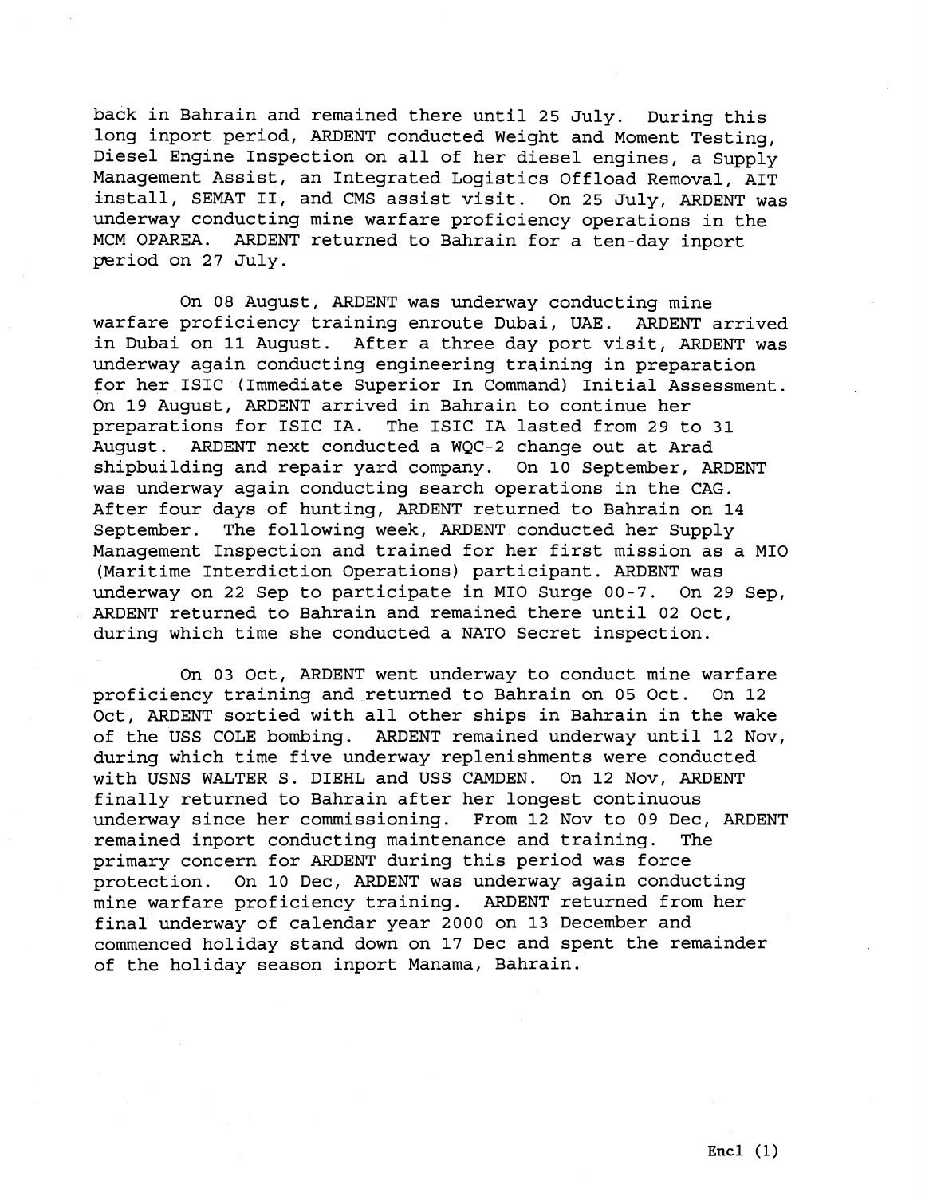back in Bahrain and remained there until 25 July. During this long inport period, ARDENT conducted Weight and Moment Testing, Diesel Engine Inspection on all of her diesel engines, a Supply Management Assist, an Integrated Logistics Offload Removal, AIT install, SEMAT II, and CMS assist visit. On 25 July, ARDENT was underway conducting mine warfare proficiency operations in the MCM OPAREA. ARDENT returned to Bahrain for a ten-day inport period on 27 July.

On 08 August, ARDENT was underway conducting mine warfare proficiency training enroute Dubai, UAE. ARDENT arrived in Dubai on 11 August. After a three day port visit, ARDENT was underway again conducting engineering training in preparation for her ISIC (Immediate Superior In Command) Initial Assessment. On 19 August, ARDENT arrived in Bahrain to continue her preparations for ISIC IA. The ISIC IA lasted from 29 to 31 August. ARDENT next conducted a WQC-2 change out at Arad shipbuilding and repair yard company. On 10 September, ARDENT was underway again conducting search operations in the CAG. After four days of hunting, ARDENT returned to Bahrain on 14 September. The following week, ARDENT conducted her Supply Management Inspection and trained for her first mission as a MIO (Maritime Interdiction Operations) participant. ARDENT was underway on 22 Sep to participate in MIO Surge 00-7. On 29 Sep, ARDENT returned to Bahrain and remained there until 02 Oct, during which time she conducted a NATO Secret inspection.

On 03 Oct, ARDENT went underway to conduct mine warfare proficiency training and returned to Bahrain on 05 Oct. On 12 Oct, ARDENT sortied with all other ships in Bahrain in the wake of the USS COLE bombing. ARDENT remained underway until 12 Nov, during which time five underway replenishments were conducted with USNS WALTER S. DIEHL and USS CAMDEN. On 12 Nov, ARDENT finally returned to Bahrain after her longest continuous underway since her commissioning. From 12 Nov to 09 Dec, ARDENT remained inport conducting maintenance and training. The primary concern for ARDENT during this period was force protection. On 10 Dec, ARDENT was underway again conducting mine warfare proficiency training. ARDENT returned from her final underway of calendar year 2000 on 13 December and commenced holiday stand down on 17 Dec and spent the remainder of the holiday season inport Manama, Bahrain.

Encl (1)